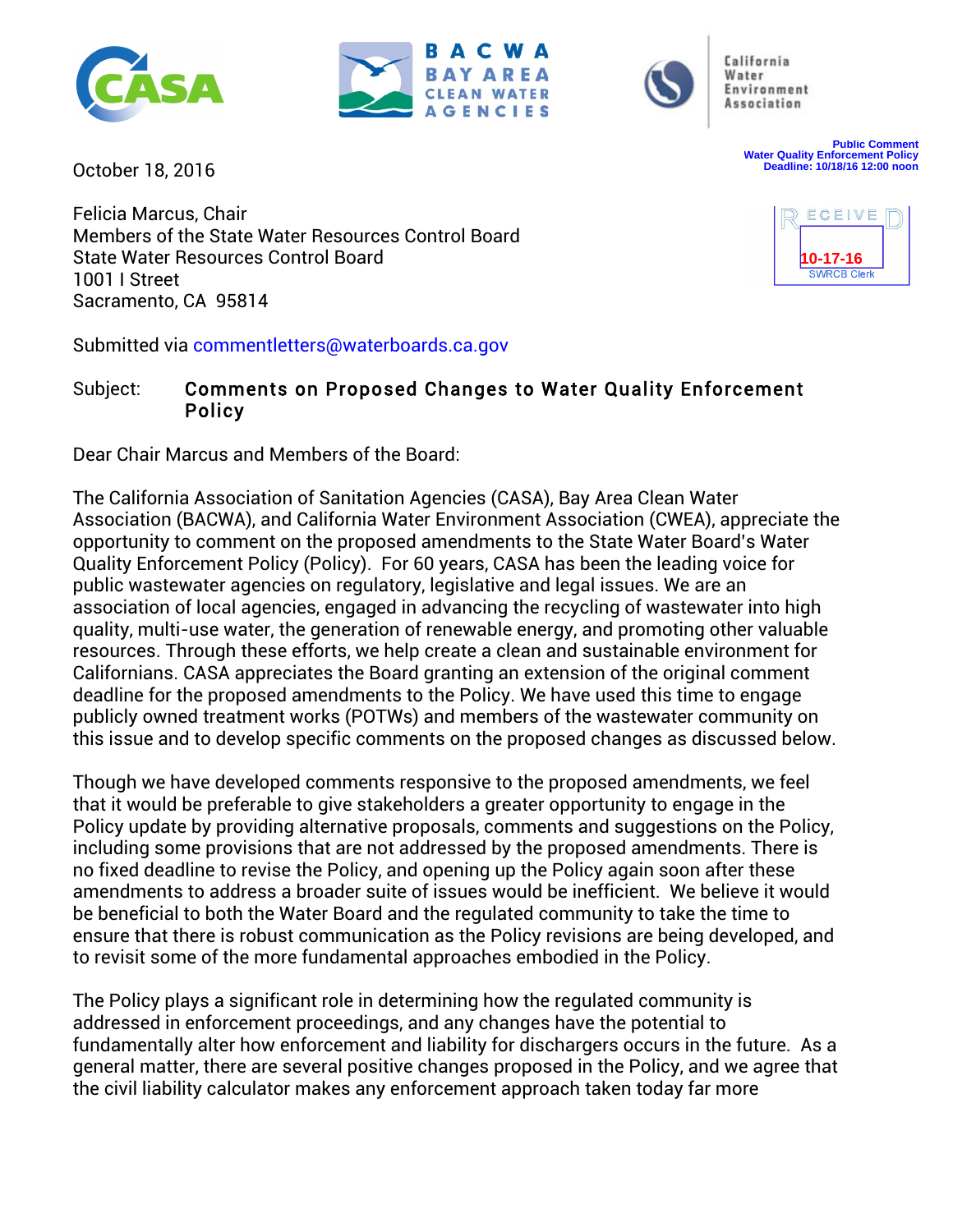CASA

BACWA BAY AREA CLEAN WATER AGENCIES

California Water Environment Association

Public Comment
Water Quality Enforcement Policy
Deadline: 10/18/16 12:00 noon

RECEIVED
10-17-16
SWRCB Clerk

October 18, 2016

Felicia Marcus, Chair
Members of the State Water Resources Control Board
State Water Resources Control Board
1001 I Street
Sacramento, CA 95814

Submitted via commentletters@waterboards.ca.gov

Subject: **Comments on Proposed Changes to Water Quality Enforcement Policy**

Dear Chair Marcus and Members of the Board:

The California Association of Sanitation Agencies (CASA), Bay Area Clean Water Association (BACWA), and California Water Environment Association (CWEA), appreciate the opportunity to comment on the proposed amendments to the State Water Board's Water Quality Enforcement Policy (Policy). For 60 years, CASA has been the leading voice for public wastewater agencies on regulatory, legislative and legal issues. We are an association of local agencies, engaged in advancing the recycling of wastewater into high quality, multi-use water, the generation of renewable energy, and promoting other valuable resources. Through these efforts, we help create a clean and sustainable environment for Californians. CASA appreciates the Board granting an extension of the original comment deadline for the proposed amendments to the Policy. We have used this time to engage publicly owned treatment works (POTWs) and members of the wastewater community on this issue and to develop specific comments on the proposed changes as discussed below.

Though we have developed comments responsive to the proposed amendments, we feel that it would be preferable to give stakeholders a greater opportunity to engage in the Policy update by providing alternative proposals, comments and suggestions on the Policy, including some provisions that are not addressed by the proposed amendments. There is no fixed deadline to revise the Policy, and opening up the Policy again soon after these amendments to address a broader suite of issues would be inefficient. We believe it would be beneficial to both the Water Board and the regulated community to take the time to ensure that there is robust communication as the Policy revisions are being developed, and to revisit some of the more fundamental approaches embodied in the Policy.

The Policy plays a significant role in determining how the regulated community is addressed in enforcement proceedings, and any changes have the potential to fundamentally alter how enforcement and liability for dischargers occurs in the future. As a general matter, there are several positive changes proposed in the Policy, and we agree that the civil liability calculator makes any enforcement approach taken today far more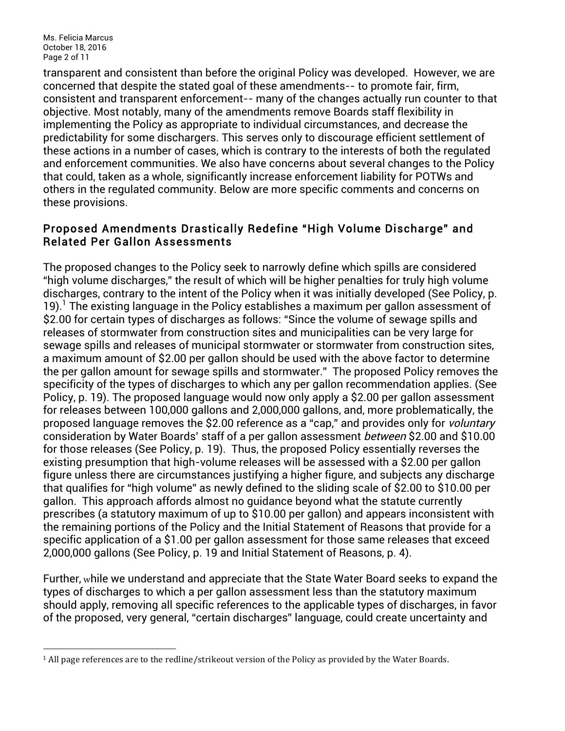transparent and consistent than before the original Policy was developed. However, we are concerned that despite the stated goal of these amendments-- to promote fair, firm, consistent and transparent enforcement-- many of the changes actually run counter to that objective. Most notably, many of the amendments remove Boards staff flexibility in implementing the Policy as appropriate to individual circumstances, and decrease the predictability for some dischargers. This serves only to discourage efficient settlement of these actions in a number of cases, which is contrary to the interests of both the regulated and enforcement communities. We also have concerns about several changes to the Policy that could, taken as a whole, significantly increase enforcement liability for POTWs and others in the regulated community. Below are more specific comments and concerns on these provisions.

## Proposed Amendments Drastically Redefine "High Volume Discharge" and Related Per Gallon Assessments

The proposed changes to the Policy seek to narrowly define which spills are considered "high volume discharges," the result of which will be higher penalties for truly high volume discharges, contrary to the intent of the Policy when it was initially developed (See Policy, p. 19).[1] The existing language in the Policy establishes a maximum per gallon assessment of $2.00 for certain types of discharges as follows: "Since the volume of sewage spills and releases of stormwater from construction sites and municipalities can be very large for sewage spills and releases of municipal stormwater or stormwater from construction sites, a maximum amount of $2.00 per gallon should be used with the above factor to determine the per gallon amount for sewage spills and stormwater." The proposed Policy removes the specificity of the types of discharges to which any per gallon recommendation applies. (See Policy, p. 19). The proposed language would now only apply a $2.00 per gallon assessment for releases between 100,000 gallons and 2,000,000 gallons, and, more problematically, the proposed language removes the $2.00 reference as a "cap," and provides only for *voluntary* consideration by Water Boards' staff of a per gallon assessment *between* $2.00 and $10.00 for those releases (See Policy, p. 19). Thus, the proposed Policy essentially reverses the existing presumption that high-volume releases will be assessed with a $2.00 per gallon figure unless there are circumstances justifying a higher figure, and subjects any discharge that qualifies for "high volume" as newly defined to the sliding scale of $2.00 to $10.00 per gallon. This approach affords almost no guidance beyond what the statute currently prescribes (a statutory maximum of up to $10.00 per gallon) and appears inconsistent with the remaining portions of the Policy and the Initial Statement of Reasons that provide for a specific application of a $1.00 per gallon assessment for those same releases that exceed 2,000,000 gallons (See Policy, p. 19 and Initial Statement of Reasons, p. 4).

Further, while we understand and appreciate that the State Water Board seeks to expand the types of discharges to which a per gallon assessment less than the statutory maximum should apply, removing all specific references to the applicable types of discharges, in favor of the proposed, very general, "certain discharges" language, could create uncertainty and

[1] All page references are to the redline/strikeout version of the Policy as provided by the Water Boards.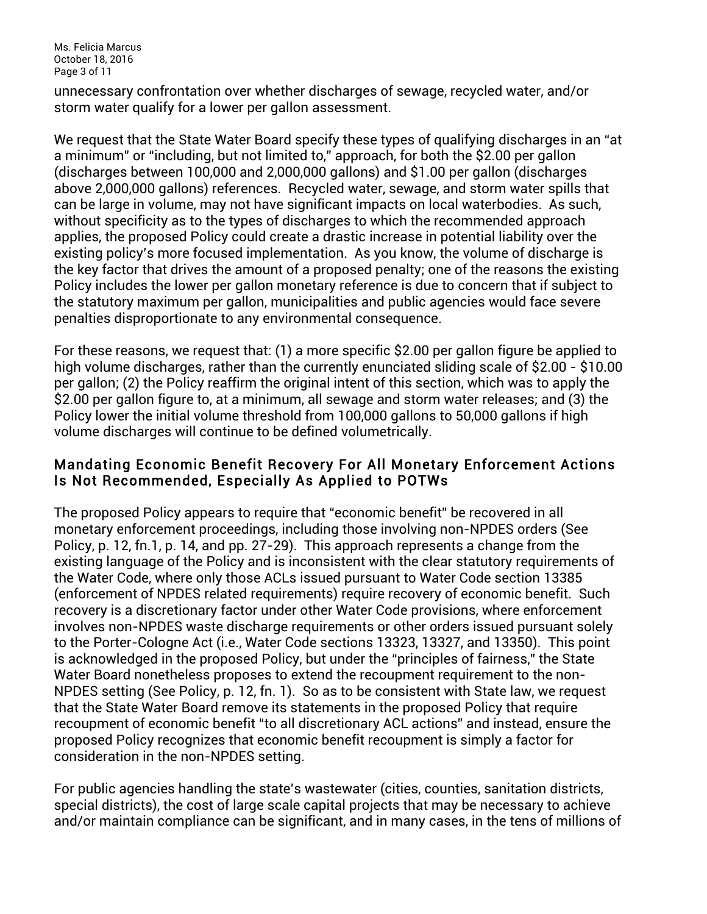unnecessary confrontation over whether discharges of sewage, recycled water, and/or storm water qualify for a lower per gallon assessment.

We request that the State Water Board specify these types of qualifying discharges in an "at a minimum" or "including, but not limited to," approach, for both the $2.00 per gallon (discharges between 100,000 and 2,000,000 gallons) and $1.00 per gallon (discharges above 2,000,000 gallons) references. Recycled water, sewage, and storm water spills that can be large in volume, may not have significant impacts on local waterbodies. As such, without specificity as to the types of discharges to which the recommended approach applies, the proposed Policy could create a drastic increase in potential liability over the existing policy's more focused implementation. As you know, the volume of discharge is the key factor that drives the amount of a proposed penalty; one of the reasons the existing Policy includes the lower per gallon monetary reference is due to concern that if subject to the statutory maximum per gallon, municipalities and public agencies would face severe penalties disproportionate to any environmental consequence.

For these reasons, we request that: (1) a more specific $2.00 per gallon figure be applied to high volume discharges, rather than the currently enunciated sliding scale of $2.00 - $10.00 per gallon; (2) the Policy reaffirm the original intent of this section, which was to apply the $2.00 per gallon figure to, at a minimum, all sewage and storm water releases; and (3) the Policy lower the initial volume threshold from 100,000 gallons to 50,000 gallons if high volume discharges will continue to be defined volumetrically.

## Mandating Economic Benefit Recovery For All Monetary Enforcement Actions Is Not Recommended, Especially As Applied to POTWs

The proposed Policy appears to require that "economic benefit" be recovered in all monetary enforcement proceedings, including those involving non-NPDES orders (See Policy, p. 12, fn.1, p. 14, and pp. 27-29). This approach represents a change from the existing language of the Policy and is inconsistent with the clear statutory requirements of the Water Code, where only those ACLs issued pursuant to Water Code section 13385 (enforcement of NPDES related requirements) require recovery of economic benefit. Such recovery is a discretionary factor under other Water Code provisions, where enforcement involves non-NPDES waste discharge requirements or other orders issued pursuant solely to the Porter-Cologne Act (i.e., Water Code sections 13323, 13327, and 13350). This point is acknowledged in the proposed Policy, but under the "principles of fairness," the State Water Board nonetheless proposes to extend the recoupment requirement to the non-NPDES setting (See Policy, p. 12, fn. 1). So as to be consistent with State law, we request that the State Water Board remove its statements in the proposed Policy that require recoupment of economic benefit "to all discretionary ACL actions" and instead, ensure the proposed Policy recognizes that economic benefit recoupment is simply a factor for consideration in the non-NPDES setting.

For public agencies handling the state's wastewater (cities, counties, sanitation districts, special districts), the cost of large scale capital projects that may be necessary to achieve and/or maintain compliance can be significant, and in many cases, in the tens of millions of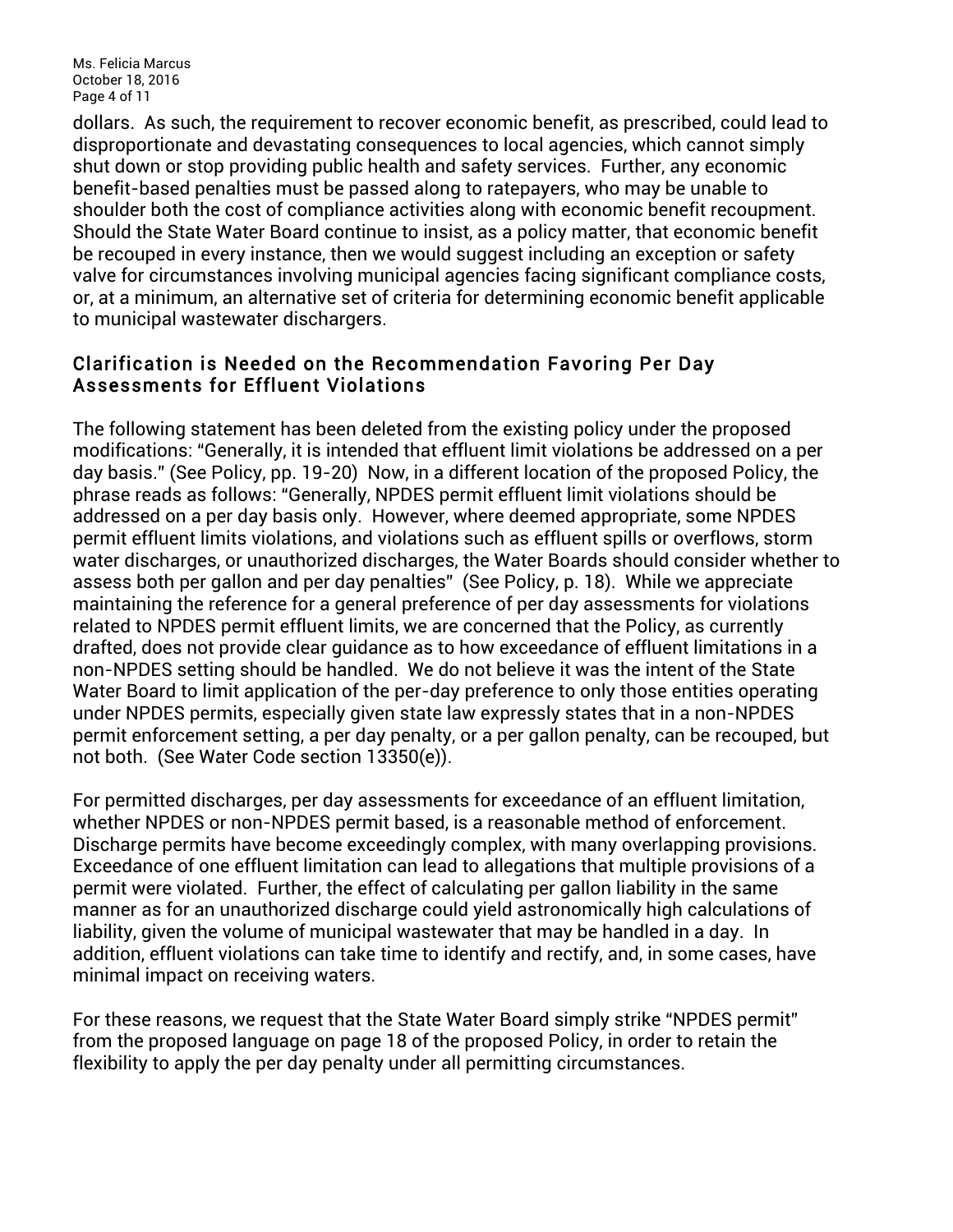dollars. As such, the requirement to recover economic benefit, as prescribed, could lead to disproportionate and devastating consequences to local agencies, which cannot simply shut down or stop providing public health and safety services. Further, any economic benefit-based penalties must be passed along to ratepayers, who may be unable to shoulder both the cost of compliance activities along with economic benefit recoupment. Should the State Water Board continue to insist, as a policy matter, that economic benefit be recouped in every instance, then we would suggest including an exception or safety valve for circumstances involving municipal agencies facing significant compliance costs, or, at a minimum, an alternative set of criteria for determining economic benefit applicable to municipal wastewater dischargers.

## Clarification is Needed on the Recommendation Favoring Per Day Assessments for Effluent Violations

The following statement has been deleted from the existing policy under the proposed modifications: "Generally, it is intended that effluent limit violations be addressed on a per day basis." (See Policy, pp. 19-20) Now, in a different location of the proposed Policy, the phrase reads as follows: "Generally, NPDES permit effluent limit violations should be addressed on a per day basis only. However, where deemed appropriate, some NPDES permit effluent limits violations, and violations such as effluent spills or overflows, storm water discharges, or unauthorized discharges, the Water Boards should consider whether to assess both per gallon and per day penalties" (See Policy, p. 18). While we appreciate maintaining the reference for a general preference of per day assessments for violations related to NPDES permit effluent limits, we are concerned that the Policy, as currently drafted, does not provide clear guidance as to how exceedance of effluent limitations in a non-NPDES setting should be handled. We do not believe it was the intent of the State Water Board to limit application of the per-day preference to only those entities operating under NPDES permits, especially given state law expressly states that in a non-NPDES permit enforcement setting, a per day penalty, or a per gallon penalty, can be recouped, but not both. (See Water Code section 13350(e)).

For permitted discharges, per day assessments for exceedance of an effluent limitation, whether NPDES or non-NPDES permit based, is a reasonable method of enforcement. Discharge permits have become exceedingly complex, with many overlapping provisions. Exceedance of one effluent limitation can lead to allegations that multiple provisions of a permit were violated. Further, the effect of calculating per gallon liability in the same manner as for an unauthorized discharge could yield astronomically high calculations of liability, given the volume of municipal wastewater that may be handled in a day. In addition, effluent violations can take time to identify and rectify, and, in some cases, have minimal impact on receiving waters.

For these reasons, we request that the State Water Board simply strike "NPDES permit" from the proposed language on page 18 of the proposed Policy, in order to retain the flexibility to apply the per day penalty under all permitting circumstances.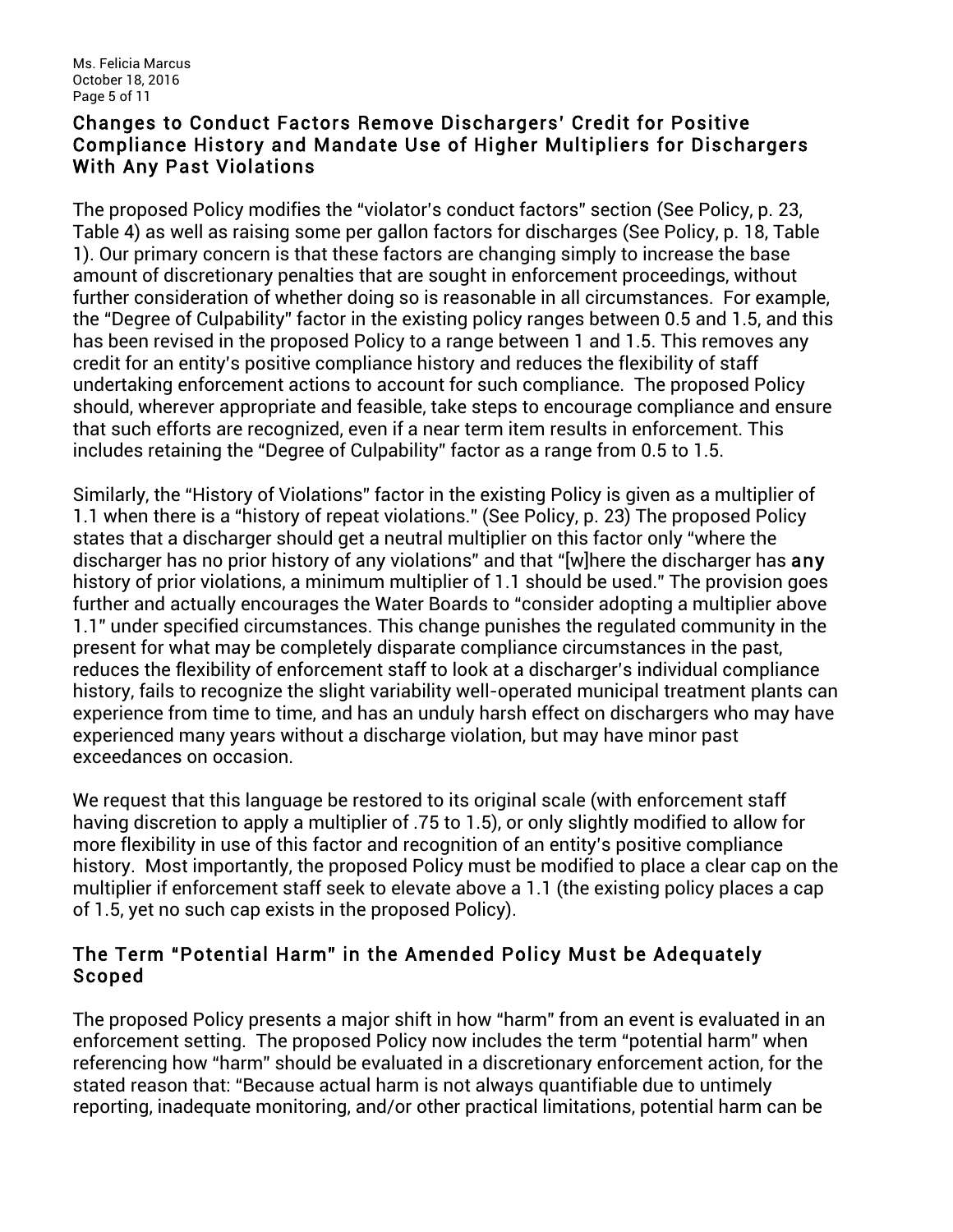## Changes to Conduct Factors Remove Dischargers' Credit for Positive Compliance History and Mandate Use of Higher Multipliers for Dischargers With Any Past Violations

The proposed Policy modifies the "violator's conduct factors" section (See Policy, p. 23, Table 4) as well as raising some per gallon factors for discharges (See Policy, p. 18, Table 1). Our primary concern is that these factors are changing simply to increase the base amount of discretionary penalties that are sought in enforcement proceedings, without further consideration of whether doing so is reasonable in all circumstances. For example, the "Degree of Culpability" factor in the existing policy ranges between 0.5 and 1.5, and this has been revised in the proposed Policy to a range between 1 and 1.5. This removes any credit for an entity's positive compliance history and reduces the flexibility of staff undertaking enforcement actions to account for such compliance. The proposed Policy should, wherever appropriate and feasible, take steps to encourage compliance and ensure that such efforts are recognized, even if a near term item results in enforcement. This includes retaining the "Degree of Culpability" factor as a range from 0.5 to 1.5.

Similarly, the "History of Violations" factor in the existing Policy is given as a multiplier of 1.1 when there is a "history of repeat violations." (See Policy, p. 23) The proposed Policy states that a discharger should get a neutral multiplier on this factor only "where the discharger has no prior history of any violations" and that "[w]here the discharger has **any** history of prior violations, a minimum multiplier of 1.1 should be used." The provision goes further and actually encourages the Water Boards to "consider adopting a multiplier above 1.1" under specified circumstances. This change punishes the regulated community in the present for what may be completely disparate compliance circumstances in the past, reduces the flexibility of enforcement staff to look at a discharger's individual compliance history, fails to recognize the slight variability well-operated municipal treatment plants can experience from time to time, and has an unduly harsh effect on dischargers who may have experienced many years without a discharge violation, but may have minor past exceedances on occasion.

We request that this language be restored to its original scale (with enforcement staff having discretion to apply a multiplier of .75 to 1.5), or only slightly modified to allow for more flexibility in use of this factor and recognition of an entity's positive compliance history. Most importantly, the proposed Policy must be modified to place a clear cap on the multiplier if enforcement staff seek to elevate above a 1.1 (the existing policy places a cap of 1.5, yet no such cap exists in the proposed Policy).

## The Term "Potential Harm" in the Amended Policy Must be Adequately Scoped

The proposed Policy presents a major shift in how "harm" from an event is evaluated in an enforcement setting. The proposed Policy now includes the term "potential harm" when referencing how "harm" should be evaluated in a discretionary enforcement action, for the stated reason that: "Because actual harm is not always quantifiable due to untimely reporting, inadequate monitoring, and/or other practical limitations, potential harm can be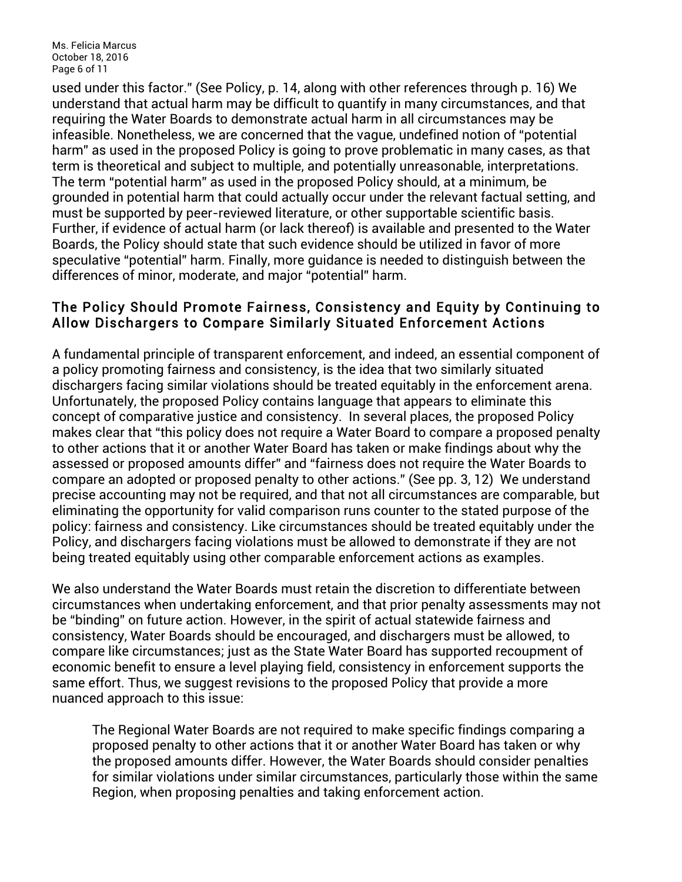used under this factor." (See Policy, p. 14, along with other references through p. 16) We understand that actual harm may be difficult to quantify in many circumstances, and that requiring the Water Boards to demonstrate actual harm in all circumstances may be infeasible. Nonetheless, we are concerned that the vague, undefined notion of "potential harm" as used in the proposed Policy is going to prove problematic in many cases, as that term is theoretical and subject to multiple, and potentially unreasonable, interpretations. The term "potential harm" as used in the proposed Policy should, at a minimum, be grounded in potential harm that could actually occur under the relevant factual setting, and must be supported by peer-reviewed literature, or other supportable scientific basis. Further, if evidence of actual harm (or lack thereof) is available and presented to the Water Boards, the Policy should state that such evidence should be utilized in favor of more speculative "potential" harm. Finally, more guidance is needed to distinguish between the differences of minor, moderate, and major "potential" harm.

## The Policy Should Promote Fairness, Consistency and Equity by Continuing to Allow Dischargers to Compare Similarly Situated Enforcement Actions

A fundamental principle of transparent enforcement, and indeed, an essential component of a policy promoting fairness and consistency, is the idea that two similarly situated dischargers facing similar violations should be treated equitably in the enforcement arena. Unfortunately, the proposed Policy contains language that appears to eliminate this concept of comparative justice and consistency. In several places, the proposed Policy makes clear that "this policy does not require a Water Board to compare a proposed penalty to other actions that it or another Water Board has taken or make findings about why the assessed or proposed amounts differ" and "fairness does not require the Water Boards to compare an adopted or proposed penalty to other actions." (See pp. 3, 12) We understand precise accounting may not be required, and that not all circumstances are comparable, but eliminating the opportunity for valid comparison runs counter to the stated purpose of the policy: fairness and consistency. Like circumstances should be treated equitably under the Policy, and dischargers facing violations must be allowed to demonstrate if they are not being treated equitably using other comparable enforcement actions as examples.

We also understand the Water Boards must retain the discretion to differentiate between circumstances when undertaking enforcement, and that prior penalty assessments may not be "binding" on future action. However, in the spirit of actual statewide fairness and consistency, Water Boards should be encouraged, and dischargers must be allowed, to compare like circumstances; just as the State Water Board has supported recoupment of economic benefit to ensure a level playing field, consistency in enforcement supports the same effort. Thus, we suggest revisions to the proposed Policy that provide a more nuanced approach to this issue:

> The Regional Water Boards are not required to make specific findings comparing a proposed penalty to other actions that it or another Water Board has taken or why the proposed amounts differ. However, the Water Boards should consider penalties for similar violations under similar circumstances, particularly those within the same Region, when proposing penalties and taking enforcement action.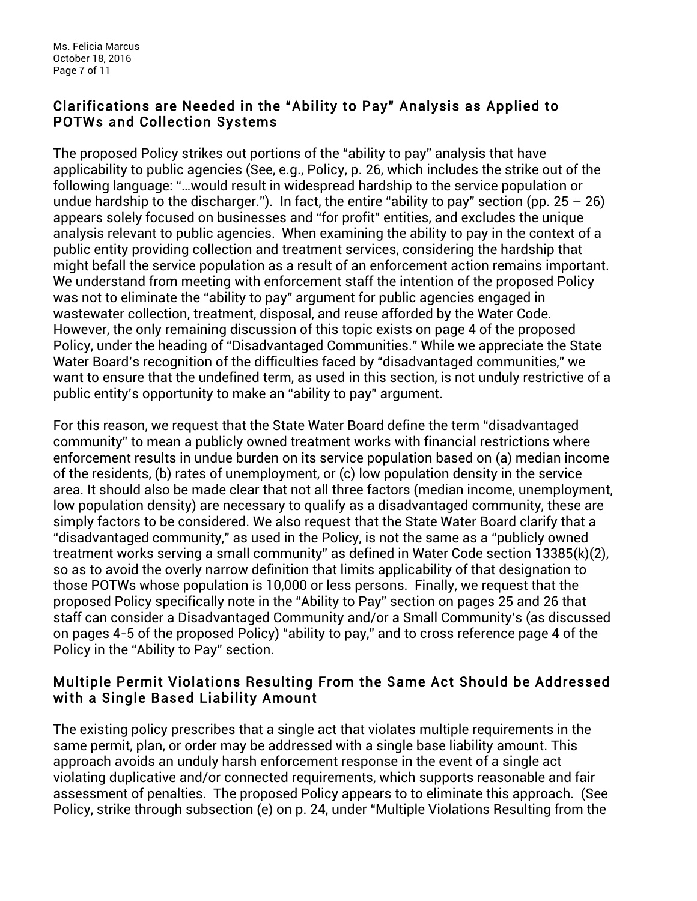## Clarifications are Needed in the "Ability to Pay" Analysis as Applied to POTWs and Collection Systems

The proposed Policy strikes out portions of the "ability to pay" analysis that have applicability to public agencies (See, e.g., Policy, p. 26, which includes the strike out of the following language: "…would result in widespread hardship to the service population or undue hardship to the discharger."). In fact, the entire "ability to pay" section (pp. 25 – 26) appears solely focused on businesses and "for profit" entities, and excludes the unique analysis relevant to public agencies. When examining the ability to pay in the context of a public entity providing collection and treatment services, considering the hardship that might befall the service population as a result of an enforcement action remains important. We understand from meeting with enforcement staff the intention of the proposed Policy was not to eliminate the "ability to pay" argument for public agencies engaged in wastewater collection, treatment, disposal, and reuse afforded by the Water Code. However, the only remaining discussion of this topic exists on page 4 of the proposed Policy, under the heading of "Disadvantaged Communities." While we appreciate the State Water Board's recognition of the difficulties faced by "disadvantaged communities," we want to ensure that the undefined term, as used in this section, is not unduly restrictive of a public entity's opportunity to make an "ability to pay" argument.

For this reason, we request that the State Water Board define the term "disadvantaged community" to mean a publicly owned treatment works with financial restrictions where enforcement results in undue burden on its service population based on (a) median income of the residents, (b) rates of unemployment, or (c) low population density in the service area. It should also be made clear that not all three factors (median income, unemployment, low population density) are necessary to qualify as a disadvantaged community, these are simply factors to be considered. We also request that the State Water Board clarify that a "disadvantaged community," as used in the Policy, is not the same as a "publicly owned treatment works serving a small community" as defined in Water Code section 13385(k)(2), so as to avoid the overly narrow definition that limits applicability of that designation to those POTWs whose population is 10,000 or less persons. Finally, we request that the proposed Policy specifically note in the "Ability to Pay" section on pages 25 and 26 that staff can consider a Disadvantaged Community and/or a Small Community's (as discussed on pages 4-5 of the proposed Policy) "ability to pay," and to cross reference page 4 of the Policy in the "Ability to Pay" section.

## Multiple Permit Violations Resulting From the Same Act Should be Addressed with a Single Based Liability Amount

The existing policy prescribes that a single act that violates multiple requirements in the same permit, plan, or order may be addressed with a single base liability amount. This approach avoids an unduly harsh enforcement response in the event of a single act violating duplicative and/or connected requirements, which supports reasonable and fair assessment of penalties. The proposed Policy appears to to eliminate this approach. (See Policy, strike through subsection (e) on p. 24, under "Multiple Violations Resulting from the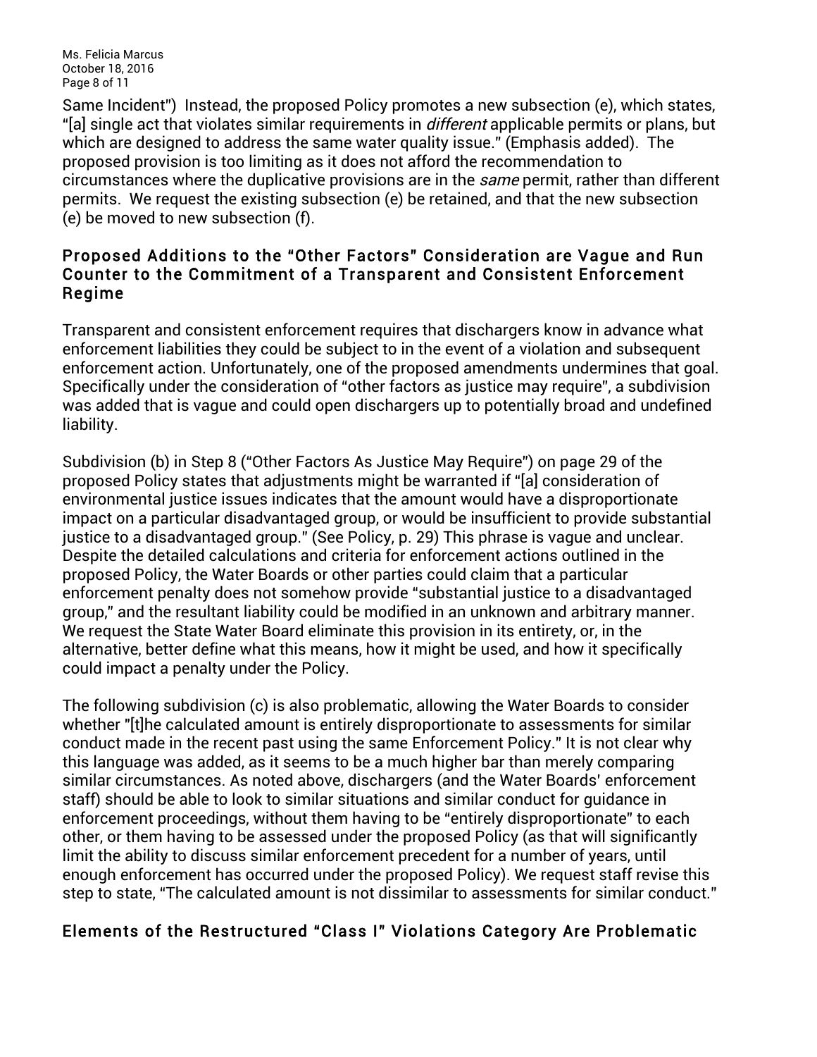Same Incident") Instead, the proposed Policy promotes a new subsection (e), which states, "[a] single act that violates similar requirements in *different* applicable permits or plans, but which are designed to address the same water quality issue." (Emphasis added). The proposed provision is too limiting as it does not afford the recommendation to circumstances where the duplicative provisions are in the *same* permit, rather than different permits. We request the existing subsection (e) be retained, and that the new subsection (e) be moved to new subsection (f).

## Proposed Additions to the "Other Factors" Consideration are Vague and Run Counter to the Commitment of a Transparent and Consistent Enforcement Regime

Transparent and consistent enforcement requires that dischargers know in advance what enforcement liabilities they could be subject to in the event of a violation and subsequent enforcement action. Unfortunately, one of the proposed amendments undermines that goal. Specifically under the consideration of "other factors as justice may require", a subdivision was added that is vague and could open dischargers up to potentially broad and undefined liability.

Subdivision (b) in Step 8 ("Other Factors As Justice May Require") on page 29 of the proposed Policy states that adjustments might be warranted if "[a] consideration of environmental justice issues indicates that the amount would have a disproportionate impact on a particular disadvantaged group, or would be insufficient to provide substantial justice to a disadvantaged group." (See Policy, p. 29) This phrase is vague and unclear. Despite the detailed calculations and criteria for enforcement actions outlined in the proposed Policy, the Water Boards or other parties could claim that a particular enforcement penalty does not somehow provide "substantial justice to a disadvantaged group," and the resultant liability could be modified in an unknown and arbitrary manner. We request the State Water Board eliminate this provision in its entirety, or, in the alternative, better define what this means, how it might be used, and how it specifically could impact a penalty under the Policy.

The following subdivision (c) is also problematic, allowing the Water Boards to consider whether "[t]he calculated amount is entirely disproportionate to assessments for similar conduct made in the recent past using the same Enforcement Policy." It is not clear why this language was added, as it seems to be a much higher bar than merely comparing similar circumstances. As noted above, dischargers (and the Water Boards' enforcement staff) should be able to look to similar situations and similar conduct for guidance in enforcement proceedings, without them having to be "entirely disproportionate" to each other, or them having to be assessed under the proposed Policy (as that will significantly limit the ability to discuss similar enforcement precedent for a number of years, until enough enforcement has occurred under the proposed Policy). We request staff revise this step to state, "The calculated amount is not dissimilar to assessments for similar conduct."

## Elements of the Restructured "Class I" Violations Category Are Problematic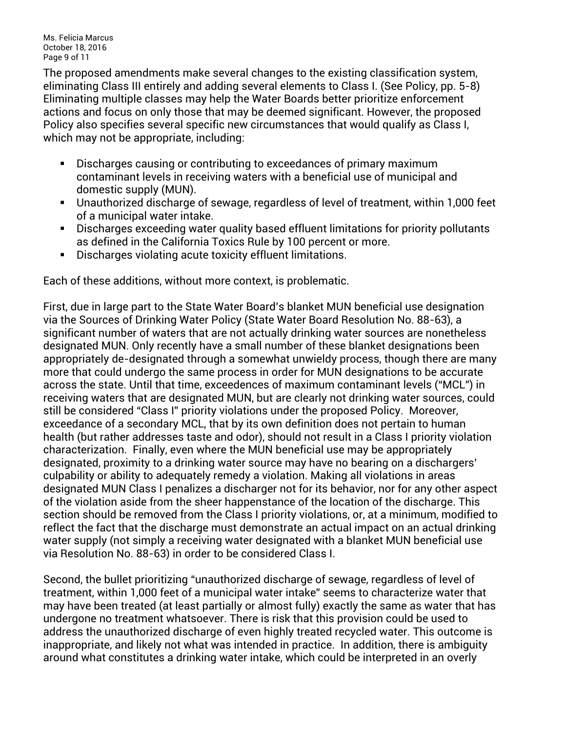The proposed amendments make several changes to the existing classification system, eliminating Class III entirely and adding several elements to Class I. (See Policy, pp. 5-8) Eliminating multiple classes may help the Water Boards better prioritize enforcement actions and focus on only those that may be deemed significant. However, the proposed Policy also specifies several specific new circumstances that would qualify as Class I, which may not be appropriate, including:

- Discharges causing or contributing to exceedances of primary maximum contaminant levels in receiving waters with a beneficial use of municipal and domestic supply (MUN).
- Unauthorized discharge of sewage, regardless of level of treatment, within 1,000 feet of a municipal water intake.
- Discharges exceeding water quality based effluent limitations for priority pollutants as defined in the California Toxics Rule by 100 percent or more.
- Discharges violating acute toxicity effluent limitations.

Each of these additions, without more context, is problematic.

First, due in large part to the State Water Board's blanket MUN beneficial use designation via the Sources of Drinking Water Policy (State Water Board Resolution No. 88-63), a significant number of waters that are not actually drinking water sources are nonetheless designated MUN. Only recently have a small number of these blanket designations been appropriately de-designated through a somewhat unwieldy process, though there are many more that could undergo the same process in order for MUN designations to be accurate across the state. Until that time, exceedences of maximum contaminant levels ("MCL") in receiving waters that are designated MUN, but are clearly not drinking water sources, could still be considered "Class I" priority violations under the proposed Policy. Moreover, exceedance of a secondary MCL, that by its own definition does not pertain to human health (but rather addresses taste and odor), should not result in a Class I priority violation characterization. Finally, even where the MUN beneficial use may be appropriately designated, proximity to a drinking water source may have no bearing on a dischargers' culpability or ability to adequately remedy a violation. Making all violations in areas designated MUN Class I penalizes a discharger not for its behavior, nor for any other aspect of the violation aside from the sheer happenstance of the location of the discharge. This section should be removed from the Class I priority violations, or, at a minimum, modified to reflect the fact that the discharge must demonstrate an actual impact on an actual drinking water supply (not simply a receiving water designated with a blanket MUN beneficial use via Resolution No. 88-63) in order to be considered Class I.

Second, the bullet prioritizing "unauthorized discharge of sewage, regardless of level of treatment, within 1,000 feet of a municipal water intake" seems to characterize water that may have been treated (at least partially or almost fully) exactly the same as water that has undergone no treatment whatsoever. There is risk that this provision could be used to address the unauthorized discharge of even highly treated recycled water. This outcome is inappropriate, and likely not what was intended in practice. In addition, there is ambiguity around what constitutes a drinking water intake, which could be interpreted in an overly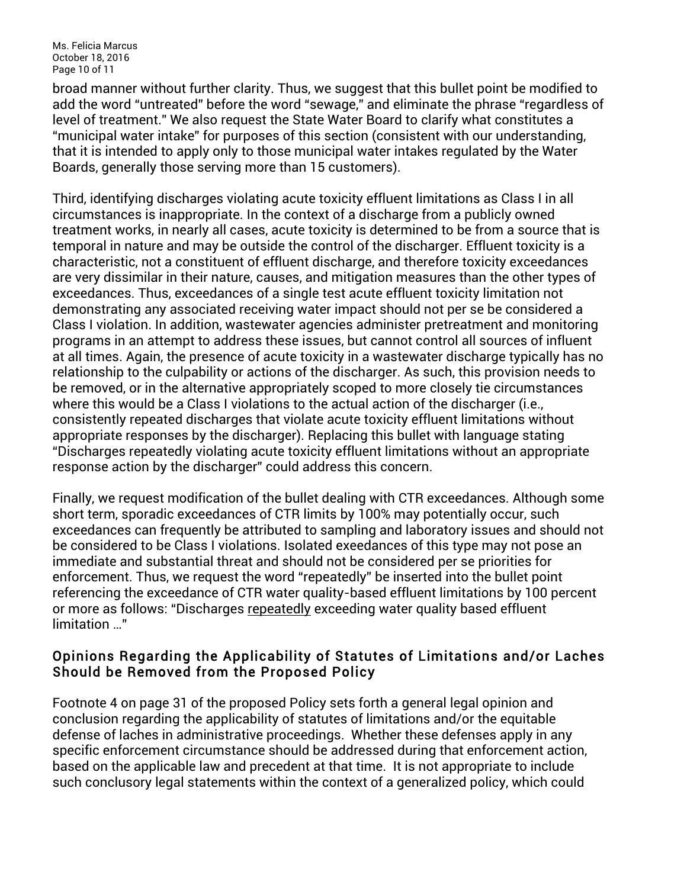broad manner without further clarity. Thus, we suggest that this bullet point be modified to add the word "untreated" before the word "sewage," and eliminate the phrase "regardless of level of treatment." We also request the State Water Board to clarify what constitutes a "municipal water intake" for purposes of this section (consistent with our understanding, that it is intended to apply only to those municipal water intakes regulated by the Water Boards, generally those serving more than 15 customers).

Third, identifying discharges violating acute toxicity effluent limitations as Class I in all circumstances is inappropriate. In the context of a discharge from a publicly owned treatment works, in nearly all cases, acute toxicity is determined to be from a source that is temporal in nature and may be outside the control of the discharger. Effluent toxicity is a characteristic, not a constituent of effluent discharge, and therefore toxicity exceedances are very dissimilar in their nature, causes, and mitigation measures than the other types of exceedances. Thus, exceedances of a single test acute effluent toxicity limitation not demonstrating any associated receiving water impact should not per se be considered a Class I violation. In addition, wastewater agencies administer pretreatment and monitoring programs in an attempt to address these issues, but cannot control all sources of influent at all times. Again, the presence of acute toxicity in a wastewater discharge typically has no relationship to the culpability or actions of the discharger. As such, this provision needs to be removed, or in the alternative appropriately scoped to more closely tie circumstances where this would be a Class I violations to the actual action of the discharger (i.e., consistently repeated discharges that violate acute toxicity effluent limitations without appropriate responses by the discharger). Replacing this bullet with language stating "Discharges repeatedly violating acute toxicity effluent limitations without an appropriate response action by the discharger" could address this concern.

Finally, we request modification of the bullet dealing with CTR exceedances. Although some short term, sporadic exceedances of CTR limits by 100% may potentially occur, such exceedances can frequently be attributed to sampling and laboratory issues and should not be considered to be Class I violations. Isolated exeedances of this type may not pose an immediate and substantial threat and should not be considered per se priorities for enforcement. Thus, we request the word "repeatedly" be inserted into the bullet point referencing the exceedance of CTR water quality-based effluent limitations by 100 percent or more as follows: "Discharges <u>repeatedly</u> exceeding water quality based effluent limitation …"

## Opinions Regarding the Applicability of Statutes of Limitations and/or Laches Should be Removed from the Proposed Policy

Footnote 4 on page 31 of the proposed Policy sets forth a general legal opinion and conclusion regarding the applicability of statutes of limitations and/or the equitable defense of laches in administrative proceedings. Whether these defenses apply in any specific enforcement circumstance should be addressed during that enforcement action, based on the applicable law and precedent at that time. It is not appropriate to include such conclusory legal statements within the context of a generalized policy, which could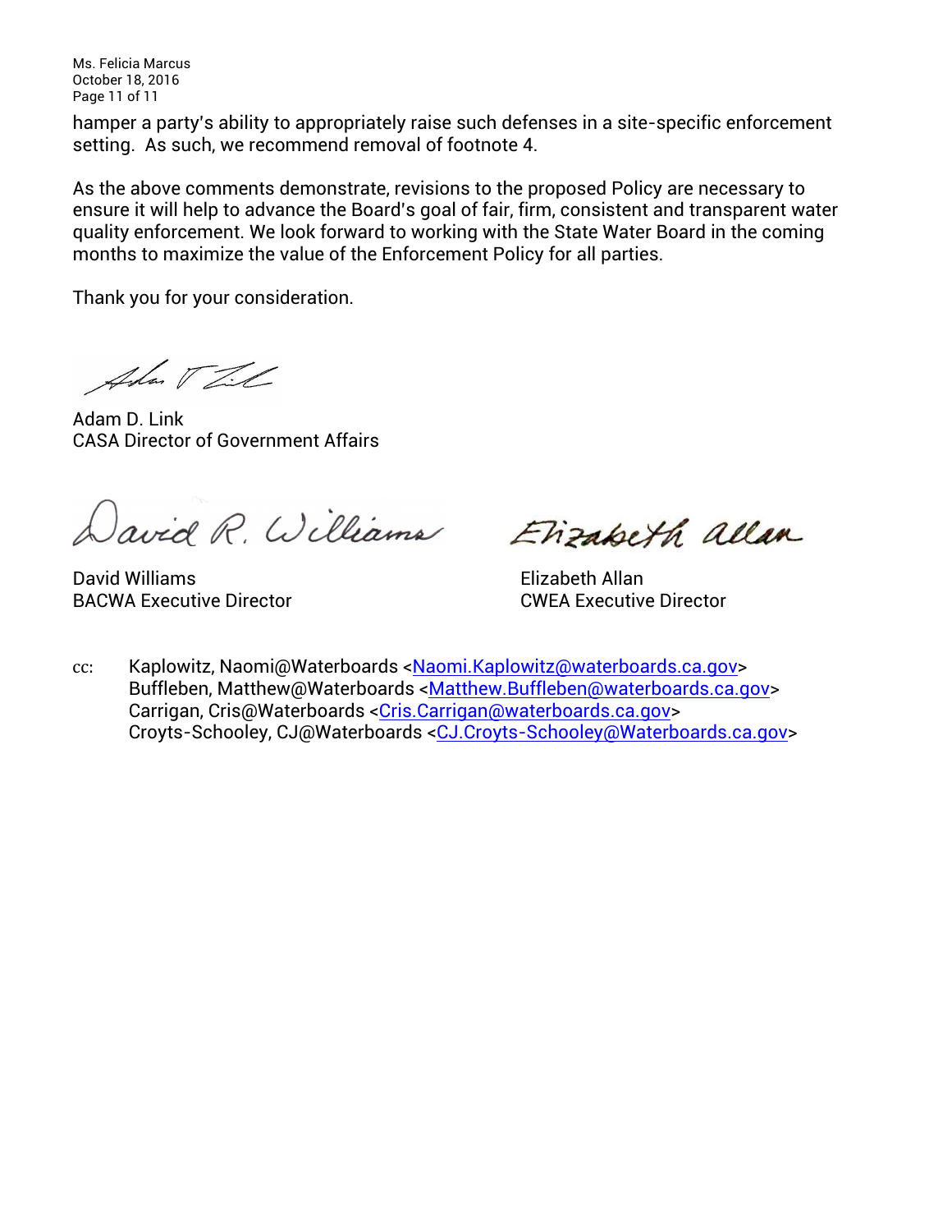hamper a party's ability to appropriately raise such defenses in a site-specific enforcement setting. As such, we recommend removal of footnote 4.

As the above comments demonstrate, revisions to the proposed Policy are necessary to ensure it will help to advance the Board's goal of fair, firm, consistent and transparent water quality enforcement. We look forward to working with the State Water Board in the coming months to maximize the value of the Enforcement Policy for all parties.

Thank you for your consideration.

Adam D. Link
CASA Director of Government Affairs

David Williams
BACWA Executive Director

Elizabeth Allan
CWEA Executive Director

cc: Kaplowitz, Naomi@Waterboards <Naomi.Kaplowitz@waterboards.ca.gov>
Buffleben, Matthew@Waterboards <Matthew.Buffleben@waterboards.ca.gov>
Carrigan, Cris@Waterboards <Cris.Carrigan@waterboards.ca.gov>
Croyts-Schooley, CJ@Waterboards <CJ.Croyts-Schooley@Waterboards.ca.gov>